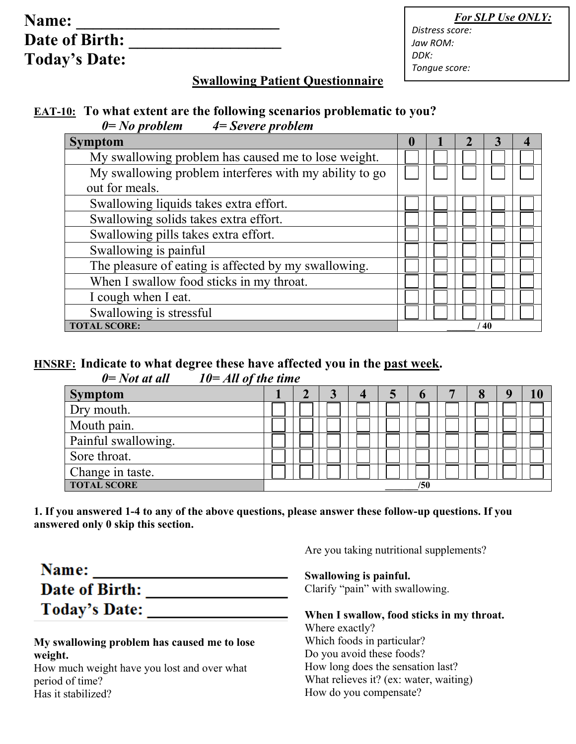**Name: ___________________________**
**Date of Birth: ___________________**
**Today's Date:**

| ***For SLP Use ONLY:*** |
|---|
| *Distress score:* |
| *Jaw ROM:* |
| *DDK:* |
| *Tongue score:* |

## Swallowing Patient Questionnaire

**EAT-10: To what extent are the following scenarios problematic to you?**

***0= No problem 4= Severe problem***

| Symptom | 0 | 1 | 2 | 3 | 4 |
|---|---|---|---|---|---|
| My swallowing problem has caused me to lose weight. | ☐ | ☐ | ☐ | ☐ | ☐ |
| My swallowing problem interferes with my ability to go out for meals. | ☐ | ☐ | ☐ | ☐ | ☐ |
| Swallowing liquids takes extra effort. | ☐ | ☐ | ☐ | ☐ | ☐ |
| Swallowing solids takes extra effort. | ☐ | ☐ | ☐ | ☐ | ☐ |
| Swallowing pills takes extra effort. | ☐ | ☐ | ☐ | ☐ | ☐ |
| Swallowing is painful | ☐ | ☐ | ☐ | ☐ | ☐ |
| The pleasure of eating is affected by my swallowing. | ☐ | ☐ | ☐ | ☐ | ☐ |
| When I swallow food sticks in my throat. | ☐ | ☐ | ☐ | ☐ | ☐ |
| I cough when I eat. | ☐ | ☐ | ☐ | ☐ | ☐ |
| Swallowing is stressful | ☐ | ☐ | ☐ | ☐ | ☐ |
| **TOTAL SCORE:** | ______ / 40 | | | | |

**HNSRF: Indicate to what degree these have affected you in the past week.**

***0= Not at all 10= All of the time***

| Symptom | 1 | 2 | 3 | 4 | 5 | 6 | 7 | 8 | 9 | 10 |
|---|---|---|---|---|---|---|---|---|---|---|
| Dry mouth. | ☐ | ☐ | ☐ | ☐ | ☐ | ☐ | ☐ | ☐ | ☐ | ☐ |
| Mouth pain. | ☐ | ☐ | ☐ | ☐ | ☐ | ☐ | ☐ | ☐ | ☐ | ☐ |
| Painful swallowing. | ☐ | ☐ | ☐ | ☐ | ☐ | ☐ | ☐ | ☐ | ☐ | ☐ |
| Sore throat. | ☐ | ☐ | ☐ | ☐ | ☐ | ☐ | ☐ | ☐ | ☐ | ☐ |
| Change in taste. | ☐ | ☐ | ☐ | ☐ | ☐ | ☐ | ☐ | ☐ | ☐ | ☐ |
| **TOTAL SCORE** | _______/50 | | | | | | | | | |

**1. If you answered 1-4 to any of the above questions, please answer these follow-up questions. If you answered only 0 skip this section.**

**Name: ___________________________**
**Date of Birth: ___________________**
**Today's Date: ___________________**

**My swallowing problem has caused me to lose weight.**
How much weight have you lost and over what period of time?
Has it stabilized?

Are you taking nutritional supplements?

**Swallowing is painful.**
Clarify "pain" with swallowing.

**When I swallow, food sticks in my throat.**
Where exactly?
Which foods in particular?
Do you avoid these foods?
How long does the sensation last?
What relieves it? (ex: water, waiting)
How do you compensate?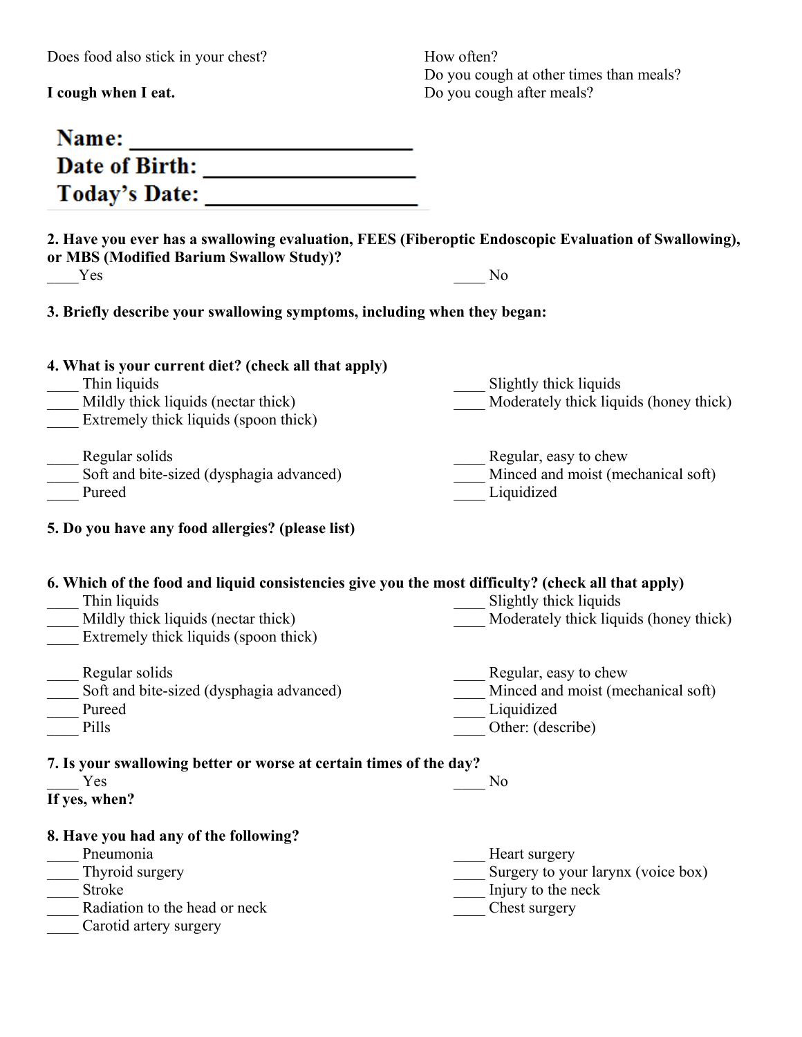Does food also stick in your chest?

How often?
Do you cough at other times than meals?
Do you cough after meals?

**I cough when I eat.**

**Name: \_\_\_\_\_\_\_\_\_\_\_\_\_\_\_\_\_\_\_\_\_\_\_\_\_**
**Date of Birth: \_\_\_\_\_\_\_\_\_\_\_\_\_\_\_\_\_\_\_\_**
**Today's Date: \_\_\_\_\_\_\_\_\_\_\_\_\_\_\_\_\_\_\_\_**

**2. Have you ever has a swallowing evaluation, FEES (Fiberoptic Endoscopic Evaluation of Swallowing), or MBS (Modified Barium Swallow Study)?**

\_\_\_\_Yes
\_\_\_\_ No

**3. Briefly describe your swallowing symptoms, including when they began:**

**4. What is your current diet? (check all that apply)**

\_\_\_\_ Thin liquids
\_\_\_\_ Slightly thick liquids
\_\_\_\_ Mildly thick liquids (nectar thick)
\_\_\_\_ Moderately thick liquids (honey thick)
\_\_\_\_ Extremely thick liquids (spoon thick)

\_\_\_\_ Regular solids
\_\_\_\_ Regular, easy to chew
\_\_\_\_ Soft and bite-sized (dysphagia advanced)
\_\_\_\_ Minced and moist (mechanical soft)
\_\_\_\_ Pureed
\_\_\_\_ Liquidized

**5. Do you have any food allergies? (please list)**

**6. Which of the food and liquid consistencies give you the most difficulty? (check all that apply)**

\_\_\_\_ Thin liquids
\_\_\_\_ Slightly thick liquids
\_\_\_\_ Mildly thick liquids (nectar thick)
\_\_\_\_ Moderately thick liquids (honey thick)
\_\_\_\_ Extremely thick liquids (spoon thick)

\_\_\_\_ Regular solids
\_\_\_\_ Regular, easy to chew
\_\_\_\_ Soft and bite-sized (dysphagia advanced)
\_\_\_\_ Minced and moist (mechanical soft)
\_\_\_\_ Pureed
\_\_\_\_ Liquidized
\_\_\_\_ Pills
\_\_\_\_ Other: (describe)

**7. Is your swallowing better or worse at certain times of the day?**

\_\_\_\_ Yes
\_\_\_\_ No

**If yes, when?**

**8. Have you had any of the following?**

\_\_\_\_ Pneumonia
\_\_\_\_ Heart surgery
\_\_\_\_ Thyroid surgery
\_\_\_\_ Surgery to your larynx (voice box)
\_\_\_\_ Stroke
\_\_\_\_ Injury to the neck
\_\_\_\_ Radiation to the head or neck
\_\_\_\_ Chest surgery
\_\_\_\_ Carotid artery surgery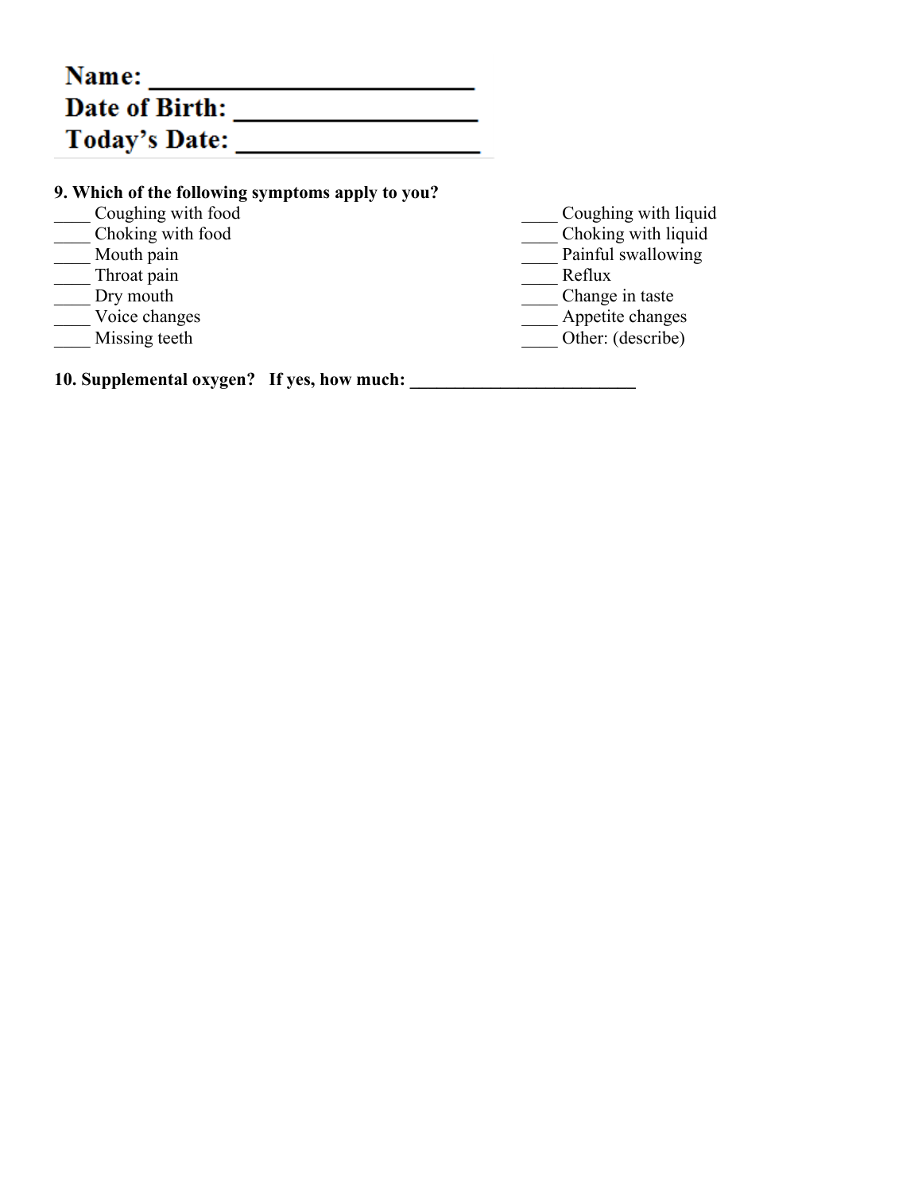**Name: ______________________**
**Date of Birth: ________________**
**Today's Date: ________________**

**9. Which of the following symptoms apply to you?**

____ Coughing with food
____ Choking with food
____ Mouth pain
____ Throat pain
____ Dry mouth
____ Voice changes
____ Missing teeth
____ Coughing with liquid
____ Choking with liquid
____ Painful swallowing
____ Reflux
____ Change in taste
____ Appetite changes
____ Other: (describe)

**10. Supplemental oxygen? If yes, how much: ________________________**